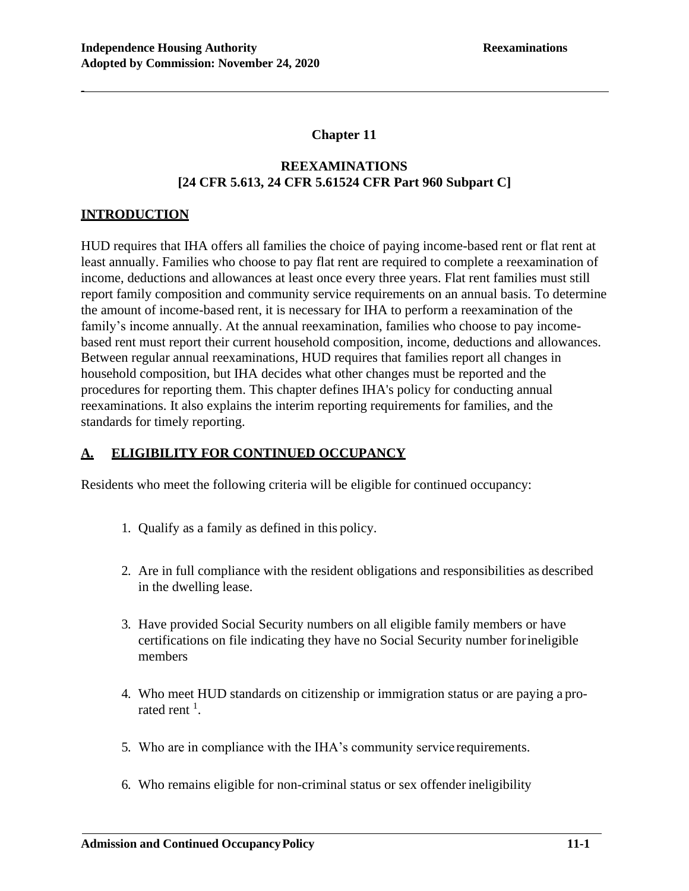# Chapter 11

## REEXAMINATIONS
## [24 CFR 5.613, 24 CFR 5.61524 CFR Part 960 Subpart C]

### INTRODUCTION

HUD requires that IHA offers all families the choice of paying income-based rent or flat rent at least annually. Families who choose to pay flat rent are required to complete a reexamination of income, deductions and allowances at least once every three years. Flat rent families must still report family composition and community service requirements on an annual basis. To determine the amount of income-based rent, it is necessary for IHA to perform a reexamination of the family's income annually. At the annual reexamination, families who choose to pay income-based rent must report their current household composition, income, deductions and allowances. Between regular annual reexaminations, HUD requires that families report all changes in household composition, but IHA decides what other changes must be reported and the procedures for reporting them. This chapter defines IHA's policy for conducting annual reexaminations. It also explains the interim reporting requirements for families, and the standards for timely reporting.

### A. ELIGIBILITY FOR CONTINUED OCCUPANCY

Residents who meet the following criteria will be eligible for continued occupancy:

1. Qualify as a family as defined in this policy.
2. Are in full compliance with the resident obligations and responsibilities as described in the dwelling lease.
3. Have provided Social Security numbers on all eligible family members or have certifications on file indicating they have no Social Security number for ineligible members
4. Who meet HUD standards on citizenship or immigration status or are paying a pro-rated rent [1].
5. Who are in compliance with the IHA's community service requirements.
6. Who remains eligible for non-criminal status or sex offender ineligibility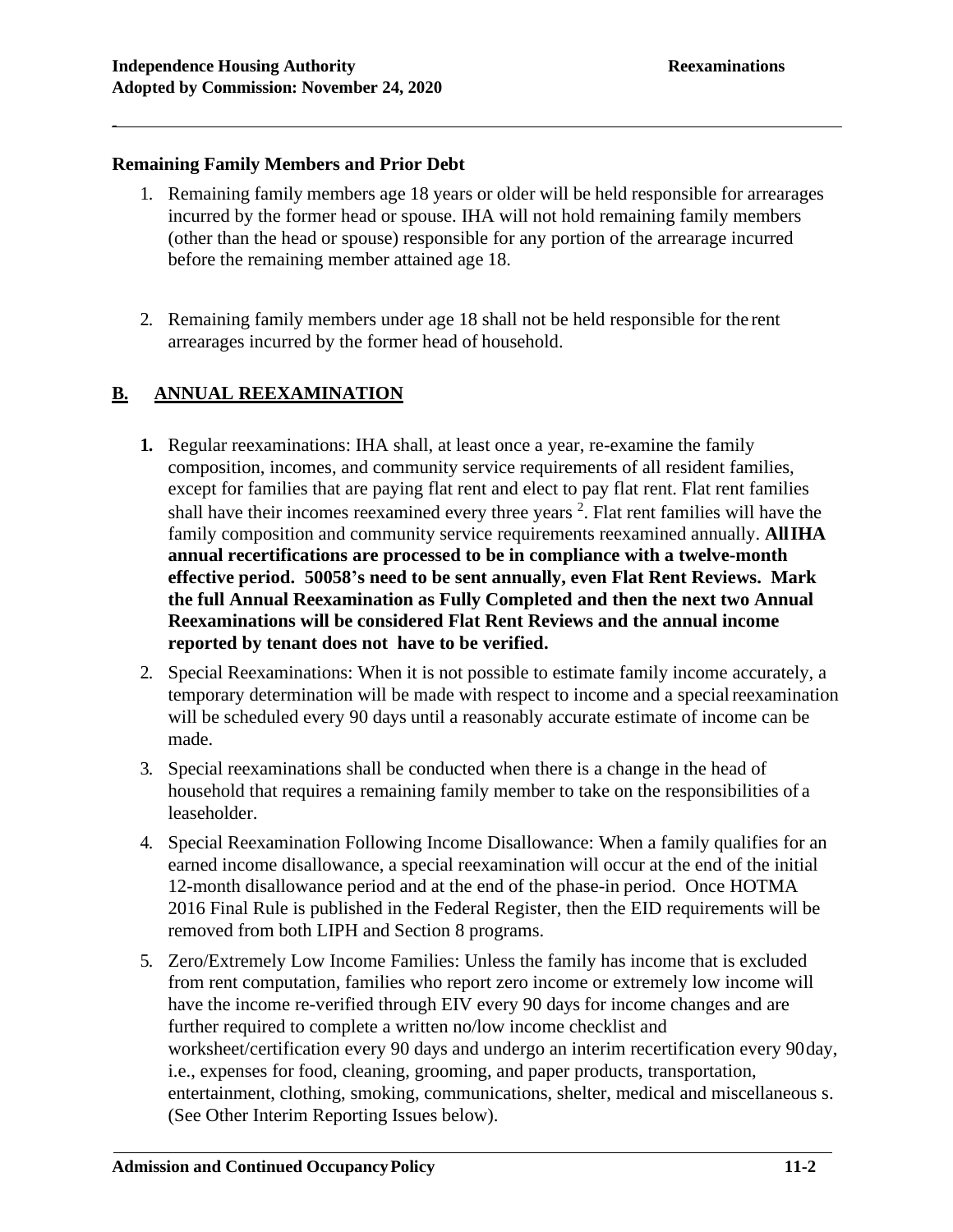**Remaining Family Members and Prior Debt**

1. Remaining family members age 18 years or older will be held responsible for arrearages incurred by the former head or spouse. IHA will not hold remaining family members (other than the head or spouse) responsible for any portion of the arrearage incurred before the remaining member attained age 18.

2. Remaining family members under age 18 shall not be held responsible for the rent arrearages incurred by the former head of household.

## B. ANNUAL REEXAMINATION

1. Regular reexaminations: IHA shall, at least once a year, re-examine the family composition, incomes, and community service requirements of all resident families, except for families that are paying flat rent and elect to pay flat rent. Flat rent families shall have their incomes reexamined every three years [2]. Flat rent families will have the family composition and community service requirements reexamined annually. **All IHA annual recertifications are processed to be in compliance with a twelve-month effective period. 50058's need to be sent annually, even Flat Rent Reviews. Mark the full Annual Reexamination as Fully Completed and then the next two Annual Reexaminations will be considered Flat Rent Reviews and the annual income reported by tenant does not have to be verified.**

2. Special Reexaminations: When it is not possible to estimate family income accurately, a temporary determination will be made with respect to income and a special reexamination will be scheduled every 90 days until a reasonably accurate estimate of income can be made.

3. Special reexaminations shall be conducted when there is a change in the head of household that requires a remaining family member to take on the responsibilities of a leaseholder.

4. Special Reexamination Following Income Disallowance: When a family qualifies for an earned income disallowance, a special reexamination will occur at the end of the initial 12-month disallowance period and at the end of the phase-in period. Once HOTMA 2016 Final Rule is published in the Federal Register, then the EID requirements will be removed from both LIPH and Section 8 programs.

5. Zero/Extremely Low Income Families: Unless the family has income that is excluded from rent computation, families who report zero income or extremely low income will have the income re-verified through EIV every 90 days for income changes and are further required to complete a written no/low income checklist and worksheet/certification every 90 days and undergo an interim recertification every 90 day, i.e., expenses for food, cleaning, grooming, and paper products, transportation, entertainment, clothing, smoking, communications, shelter, medical and miscellaneous s. (See Other Interim Reporting Issues below).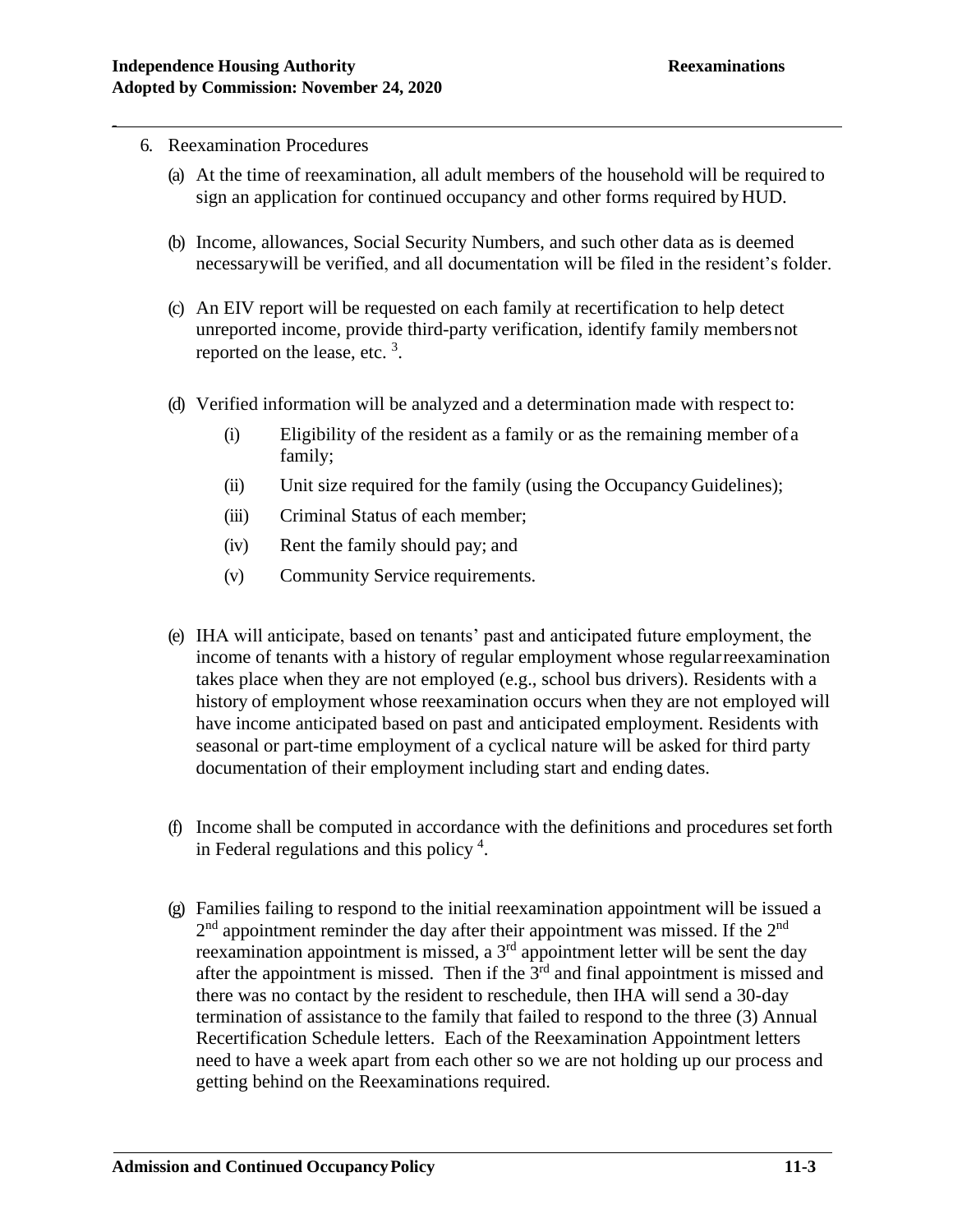6. Reexamination Procedures

   (a) At the time of reexamination, all adult members of the household will be required to sign an application for continued occupancy and other forms required by HUD.

   (b) Income, allowances, Social Security Numbers, and such other data as is deemed necessarywill be verified, and all documentation will be filed in the resident's folder.

   (c) An EIV report will be requested on each family at recertification to help detect unreported income, provide third-party verification, identify family members not reported on the lease, etc. [3].

   (d) Verified information will be analyzed and a determination made with respect to:

      (i) Eligibility of the resident as a family or as the remaining member of a family;

      (ii) Unit size required for the family (using the Occupancy Guidelines);

      (iii) Criminal Status of each member;

      (iv) Rent the family should pay; and

      (v) Community Service requirements.

   (e) IHA will anticipate, based on tenants' past and anticipated future employment, the income of tenants with a history of regular employment whose regular reexamination takes place when they are not employed (e.g., school bus drivers). Residents with a history of employment whose reexamination occurs when they are not employed will have income anticipated based on past and anticipated employment. Residents with seasonal or part-time employment of a cyclical nature will be asked for third party documentation of their employment including start and ending dates.

   (f) Income shall be computed in accordance with the definitions and procedures set forth in Federal regulations and this policy [4].

   (g) Families failing to respond to the initial reexamination appointment will be issued a 2nd appointment reminder the day after their appointment was missed. If the 2nd reexamination appointment is missed, a 3rd appointment letter will be sent the day after the appointment is missed. Then if the 3rd and final appointment is missed and there was no contact by the resident to reschedule, then IHA will send a 30-day termination of assistance to the family that failed to respond to the three (3) Annual Recertification Schedule letters. Each of the Reexamination Appointment letters need to have a week apart from each other so we are not holding up our process and getting behind on the Reexaminations required.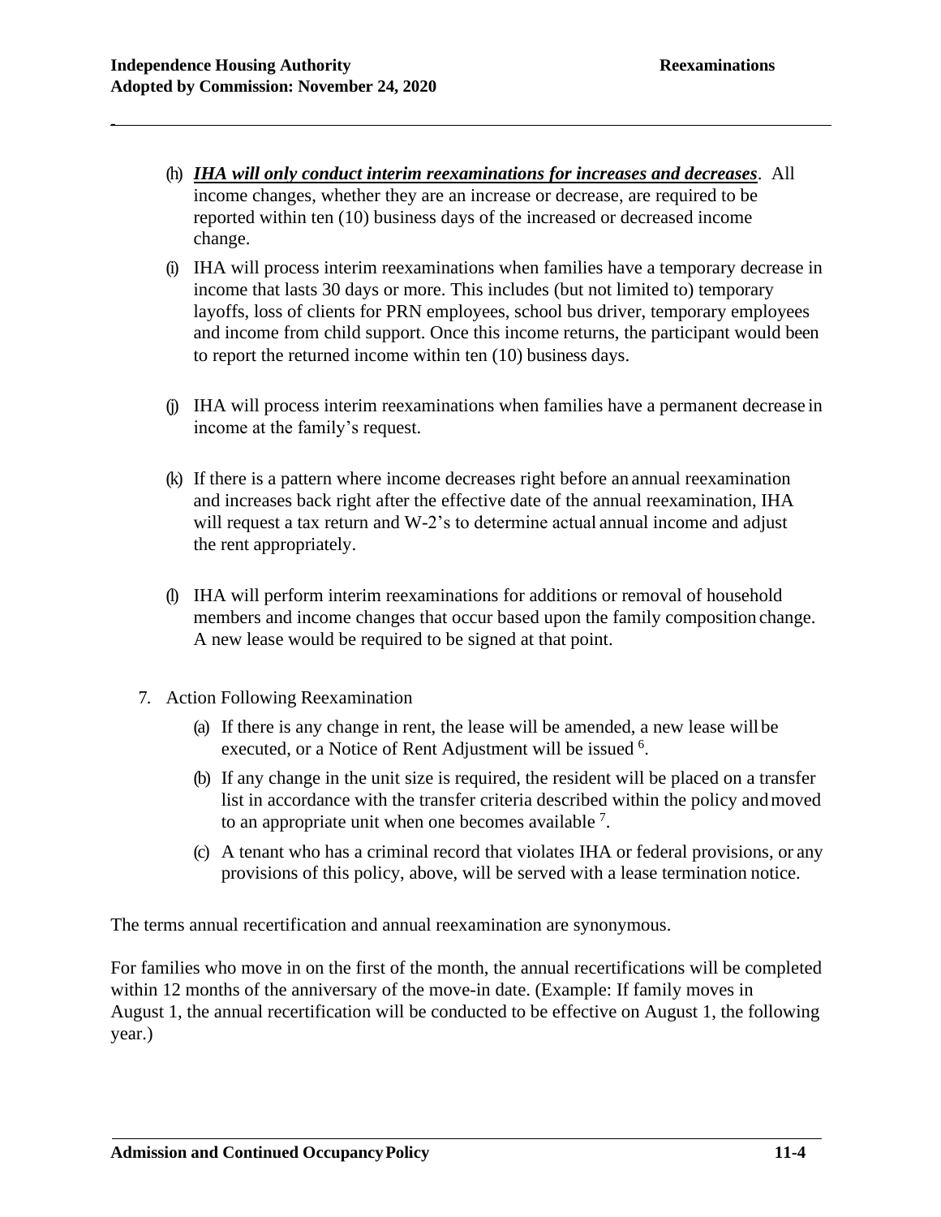(h) ***IHA will only conduct interim reexaminations for increases and decreases***. All income changes, whether they are an increase or decrease, are required to be reported within ten (10) business days of the increased or decreased income change.

(i) IHA will process interim reexaminations when families have a temporary decrease in income that lasts 30 days or more. This includes (but not limited to) temporary layoffs, loss of clients for PRN employees, school bus driver, temporary employees and income from child support. Once this income returns, the participant would been to report the returned income within ten (10) business days.

(j) IHA will process interim reexaminations when families have a permanent decrease in income at the family's request.

(k) If there is a pattern where income decreases right before an annual reexamination and increases back right after the effective date of the annual reexamination, IHA will request a tax return and W-2's to determine actual annual income and adjust the rent appropriately.

(l) IHA will perform interim reexaminations for additions or removal of household members and income changes that occur based upon the family composition change. A new lease would be required to be signed at that point.

7. Action Following Reexamination

   (a) If there is any change in rent, the lease will be amended, a new lease will be executed, or a Notice of Rent Adjustment will be issued [6].

   (b) If any change in the unit size is required, the resident will be placed on a transfer list in accordance with the transfer criteria described within the policy and moved to an appropriate unit when one becomes available [7].

   (c) A tenant who has a criminal record that violates IHA or federal provisions, or any provisions of this policy, above, will be served with a lease termination notice.

The terms annual recertification and annual reexamination are synonymous.

For families who move in on the first of the month, the annual recertifications will be completed within 12 months of the anniversary of the move-in date. (Example: If family moves in August 1, the annual recertification will be conducted to be effective on August 1, the following year.)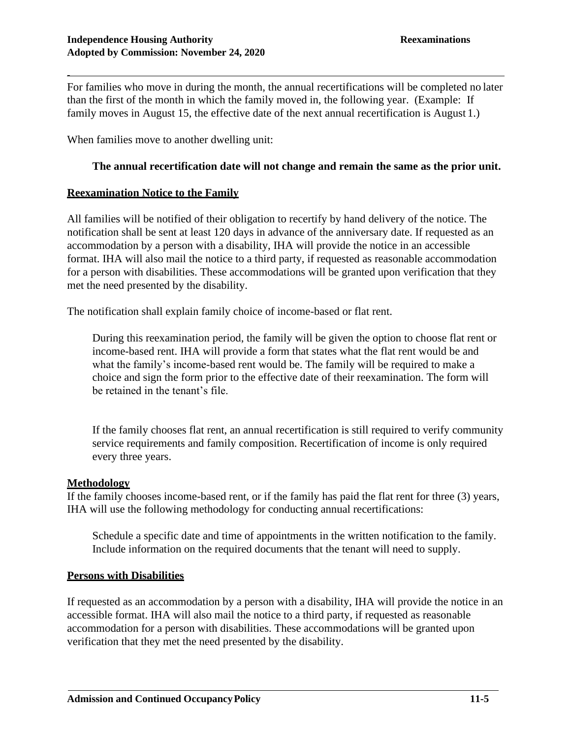For families who move in during the month, the annual recertifications will be completed no later than the first of the month in which the family moved in, the following year. (Example: If family moves in August 15, the effective date of the next annual recertification is August 1.)

When families move to another dwelling unit:

> **The annual recertification date will not change and remain the same as the prior unit.**

## Reexamination Notice to the Family

All families will be notified of their obligation to recertify by hand delivery of the notice. The notification shall be sent at least 120 days in advance of the anniversary date. If requested as an accommodation by a person with a disability, IHA will provide the notice in an accessible format. IHA will also mail the notice to a third party, if requested as reasonable accommodation for a person with disabilities. These accommodations will be granted upon verification that they met the need presented by the disability.

The notification shall explain family choice of income-based or flat rent.

> During this reexamination period, the family will be given the option to choose flat rent or income-based rent. IHA will provide a form that states what the flat rent would be and what the family's income-based rent would be. The family will be required to make a choice and sign the form prior to the effective date of their reexamination. The form will be retained in the tenant's file.
>
> If the family chooses flat rent, an annual recertification is still required to verify community service requirements and family composition. Recertification of income is only required every three years.

## Methodology

If the family chooses income-based rent, or if the family has paid the flat rent for three (3) years, IHA will use the following methodology for conducting annual recertifications:

> Schedule a specific date and time of appointments in the written notification to the family. Include information on the required documents that the tenant will need to supply.

## Persons with Disabilities

If requested as an accommodation by a person with a disability, IHA will provide the notice in an accessible format. IHA will also mail the notice to a third party, if requested as reasonable accommodation for a person with disabilities. These accommodations will be granted upon verification that they met the need presented by the disability.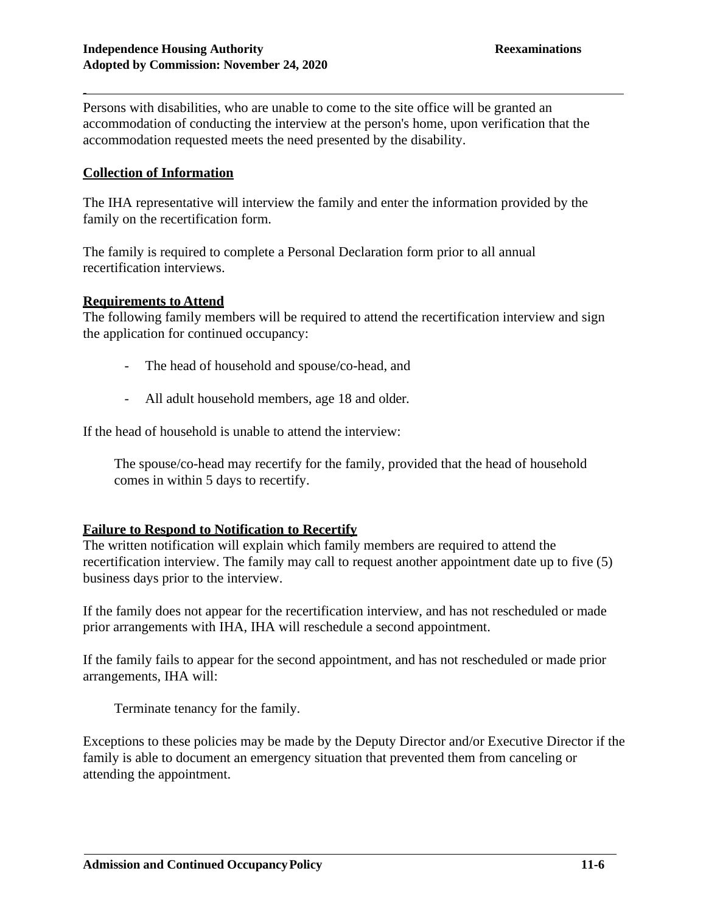Persons with disabilities, who are unable to come to the site office will be granted an accommodation of conducting the interview at the person's home, upon verification that the accommodation requested meets the need presented by the disability.

**Collection of Information**

The IHA representative will interview the family and enter the information provided by the family on the recertification form.

The family is required to complete a Personal Declaration form prior to all annual recertification interviews.

**Requirements to Attend**

The following family members will be required to attend the recertification interview and sign the application for continued occupancy:

- The head of household and spouse/co-head, and
- All adult household members, age 18 and older.

If the head of household is unable to attend the interview:

The spouse/co-head may recertify for the family, provided that the head of household comes in within 5 days to recertify.

**Failure to Respond to Notification to Recertify**

The written notification will explain which family members are required to attend the recertification interview. The family may call to request another appointment date up to five (5) business days prior to the interview.

If the family does not appear for the recertification interview, and has not rescheduled or made prior arrangements with IHA, IHA will reschedule a second appointment.

If the family fails to appear for the second appointment, and has not rescheduled or made prior arrangements, IHA will:

Terminate tenancy for the family.

Exceptions to these policies may be made by the Deputy Director and/or Executive Director if the family is able to document an emergency situation that prevented them from canceling or attending the appointment.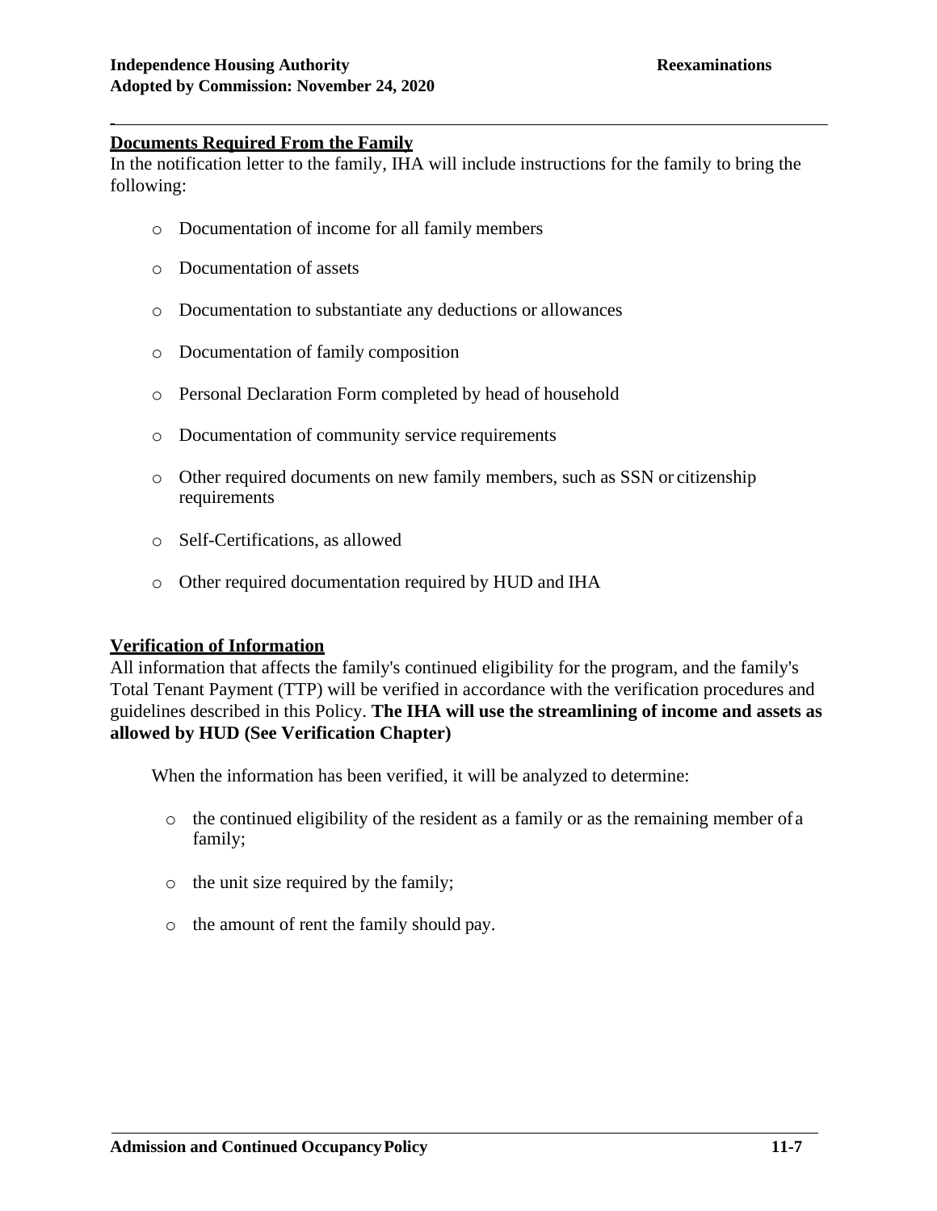**Documents Required From the Family**

In the notification letter to the family, IHA will include instructions for the family to bring the following:

- Documentation of income for all family members
- Documentation of assets
- Documentation to substantiate any deductions or allowances
- Documentation of family composition
- Personal Declaration Form completed by head of household
- Documentation of community service requirements
- Other required documents on new family members, such as SSN or citizenship requirements
- Self-Certifications, as allowed
- Other required documentation required by HUD and IHA

**Verification of Information**

All information that affects the family's continued eligibility for the program, and the family's Total Tenant Payment (TTP) will be verified in accordance with the verification procedures and guidelines described in this Policy. **The IHA will use the streamlining of income and assets as allowed by HUD (See Verification Chapter)**

When the information has been verified, it will be analyzed to determine:

- the continued eligibility of the resident as a family or as the remaining member of a family;
- the unit size required by the family;
- the amount of rent the family should pay.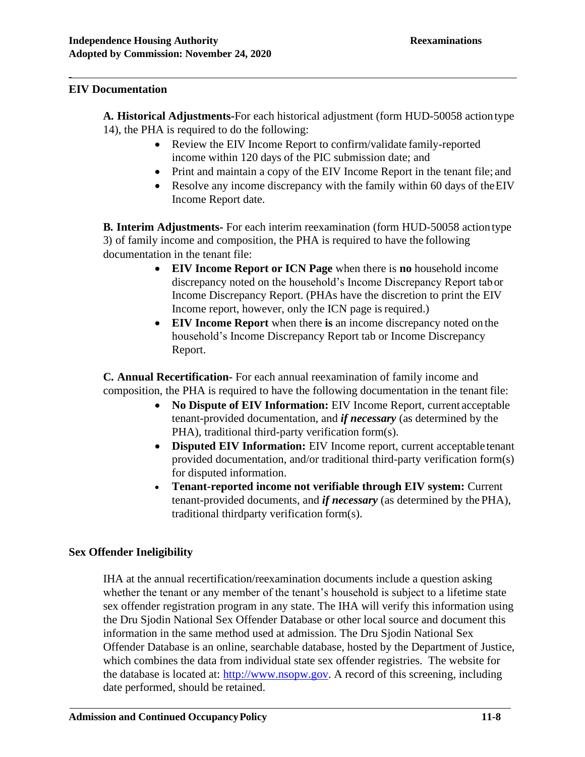## EIV Documentation

**A. Historical Adjustments-**For each historical adjustment (form HUD-50058 action type 14), the PHA is required to do the following:

- Review the EIV Income Report to confirm/validate family-reported income within 120 days of the PIC submission date; and
- Print and maintain a copy of the EIV Income Report in the tenant file; and
- Resolve any income discrepancy with the family within 60 days of the EIV Income Report date.

**B. Interim Adjustments-** For each interim reexamination (form HUD-50058 action type 3) of family income and composition, the PHA is required to have the following documentation in the tenant file:

- **EIV Income Report or ICN Page** when there is **no** household income discrepancy noted on the household's Income Discrepancy Report tab or Income Discrepancy Report. (PHAs have the discretion to print the EIV Income report, however, only the ICN page is required.)
- **EIV Income Report** when there **is** an income discrepancy noted on the household's Income Discrepancy Report tab or Income Discrepancy Report.

**C. Annual Recertification-** For each annual reexamination of family income and composition, the PHA is required to have the following documentation in the tenant file:

- **No Dispute of EIV Information:** EIV Income Report, current acceptable tenant-provided documentation, and ***if necessary*** (as determined by the PHA), traditional third-party verification form(s).
- **Disputed EIV Information:** EIV Income report, current acceptable tenant provided documentation, and/or traditional third-party verification form(s) for disputed information.
- **Tenant-reported income not verifiable through EIV system:** Current tenant-provided documents, and ***if necessary*** (as determined by the PHA), traditional thirdparty verification form(s).

## Sex Offender Ineligibility

IHA at the annual recertification/reexamination documents include a question asking whether the tenant or any member of the tenant's household is subject to a lifetime state sex offender registration program in any state. The IHA will verify this information using the Dru Sjodin National Sex Offender Database or other local source and document this information in the same method used at admission. The Dru Sjodin National Sex Offender Database is an online, searchable database, hosted by the Department of Justice, which combines the data from individual state sex offender registries. The website for the database is located at: [http://www.nsopw.gov](http://www.nsopw.gov). A record of this screening, including date performed, should be retained.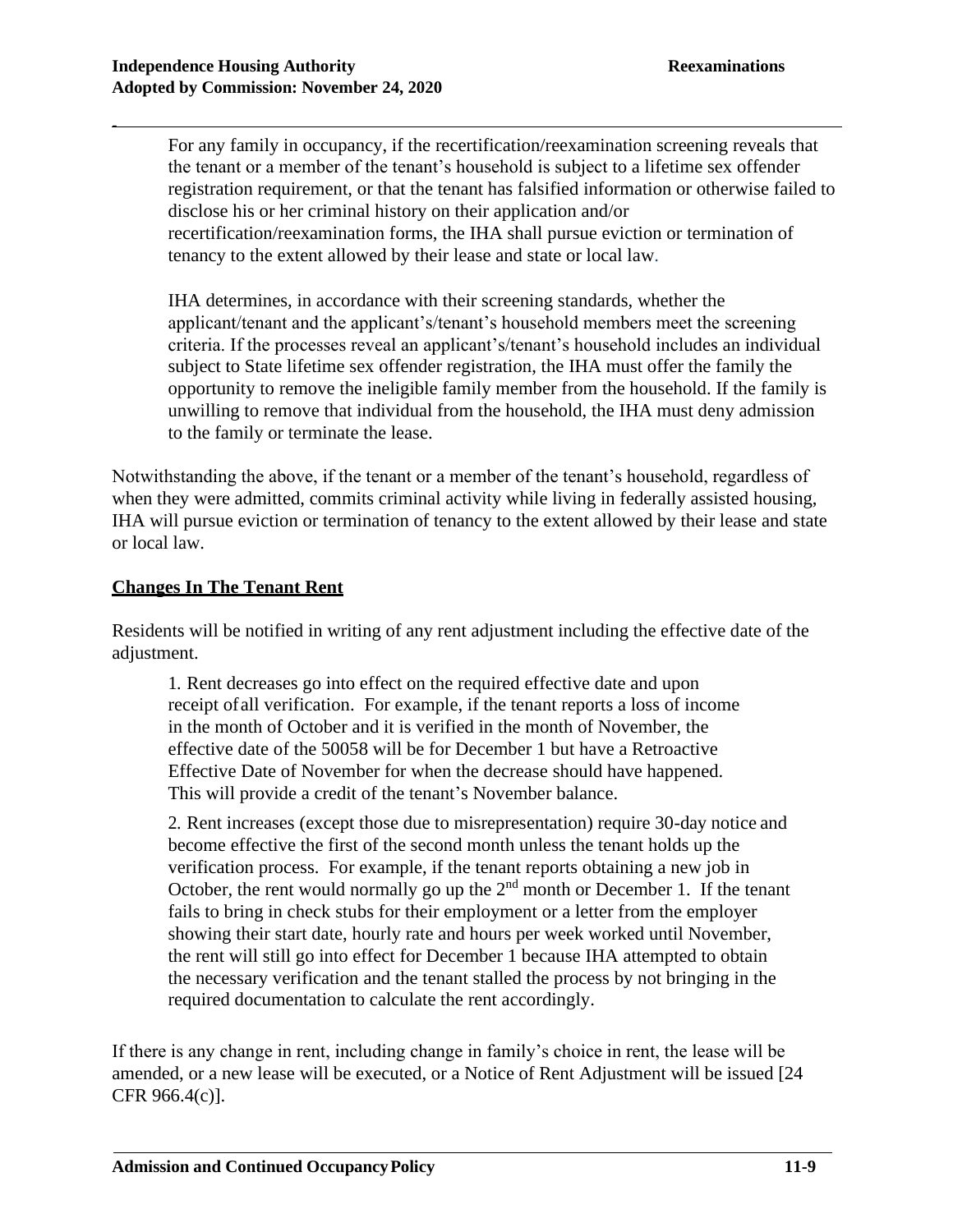For any family in occupancy, if the recertification/reexamination screening reveals that the tenant or a member of the tenant's household is subject to a lifetime sex offender registration requirement, or that the tenant has falsified information or otherwise failed to disclose his or her criminal history on their application and/or recertification/reexamination forms, the IHA shall pursue eviction or termination of tenancy to the extent allowed by their lease and state or local law.

IHA determines, in accordance with their screening standards, whether the applicant/tenant and the applicant's/tenant's household members meet the screening criteria. If the processes reveal an applicant's/tenant's household includes an individual subject to State lifetime sex offender registration, the IHA must offer the family the opportunity to remove the ineligible family member from the household. If the family is unwilling to remove that individual from the household, the IHA must deny admission to the family or terminate the lease.

Notwithstanding the above, if the tenant or a member of the tenant's household, regardless of when they were admitted, commits criminal activity while living in federally assisted housing, IHA will pursue eviction or termination of tenancy to the extent allowed by their lease and state or local law.

## Changes In The Tenant Rent

Residents will be notified in writing of any rent adjustment including the effective date of the adjustment.

1. Rent decreases go into effect on the required effective date and upon receipt of all verification. For example, if the tenant reports a loss of income in the month of October and it is verified in the month of November, the effective date of the 50058 will be for December 1 but have a Retroactive Effective Date of November for when the decrease should have happened. This will provide a credit of the tenant's November balance.

2. Rent increases (except those due to misrepresentation) require 30-day notice and become effective the first of the second month unless the tenant holds up the verification process. For example, if the tenant reports obtaining a new job in October, the rent would normally go up the 2nd month or December 1. If the tenant fails to bring in check stubs for their employment or a letter from the employer showing their start date, hourly rate and hours per week worked until November, the rent will still go into effect for December 1 because IHA attempted to obtain the necessary verification and the tenant stalled the process by not bringing in the required documentation to calculate the rent accordingly.

If there is any change in rent, including change in family's choice in rent, the lease will be amended, or a new lease will be executed, or a Notice of Rent Adjustment will be issued [24 CFR 966.4(c)].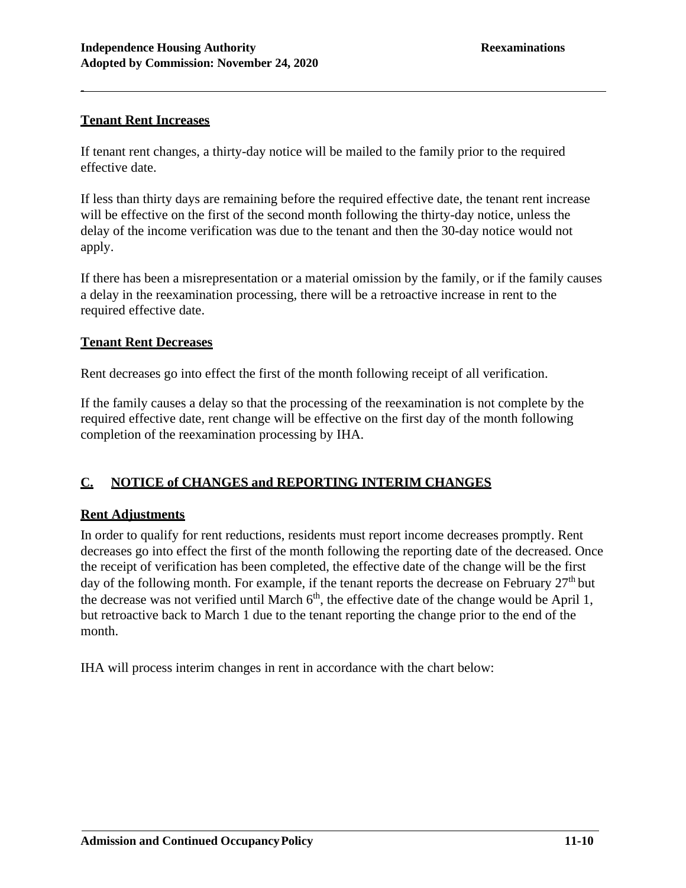**Tenant Rent Increases**

If tenant rent changes, a thirty-day notice will be mailed to the family prior to the required effective date.

If less than thirty days are remaining before the required effective date, the tenant rent increase will be effective on the first of the second month following the thirty-day notice, unless the delay of the income verification was due to the tenant and then the 30-day notice would not apply.

If there has been a misrepresentation or a material omission by the family, or if the family causes a delay in the reexamination processing, there will be a retroactive increase in rent to the required effective date.

**Tenant Rent Decreases**

Rent decreases go into effect the first of the month following receipt of all verification.

If the family causes a delay so that the processing of the reexamination is not complete by the required effective date, rent change will be effective on the first day of the month following completion of the reexamination processing by IHA.

## C. NOTICE of CHANGES and REPORTING INTERIM CHANGES

**Rent Adjustments**

In order to qualify for rent reductions, residents must report income decreases promptly. Rent decreases go into effect the first of the month following the reporting date of the decreased. Once the receipt of verification has been completed, the effective date of the change will be the first day of the following month. For example, if the tenant reports the decrease on February 27th but the decrease was not verified until March 6th, the effective date of the change would be April 1, but retroactive back to March 1 due to the tenant reporting the change prior to the end of the month.

IHA will process interim changes in rent in accordance with the chart below: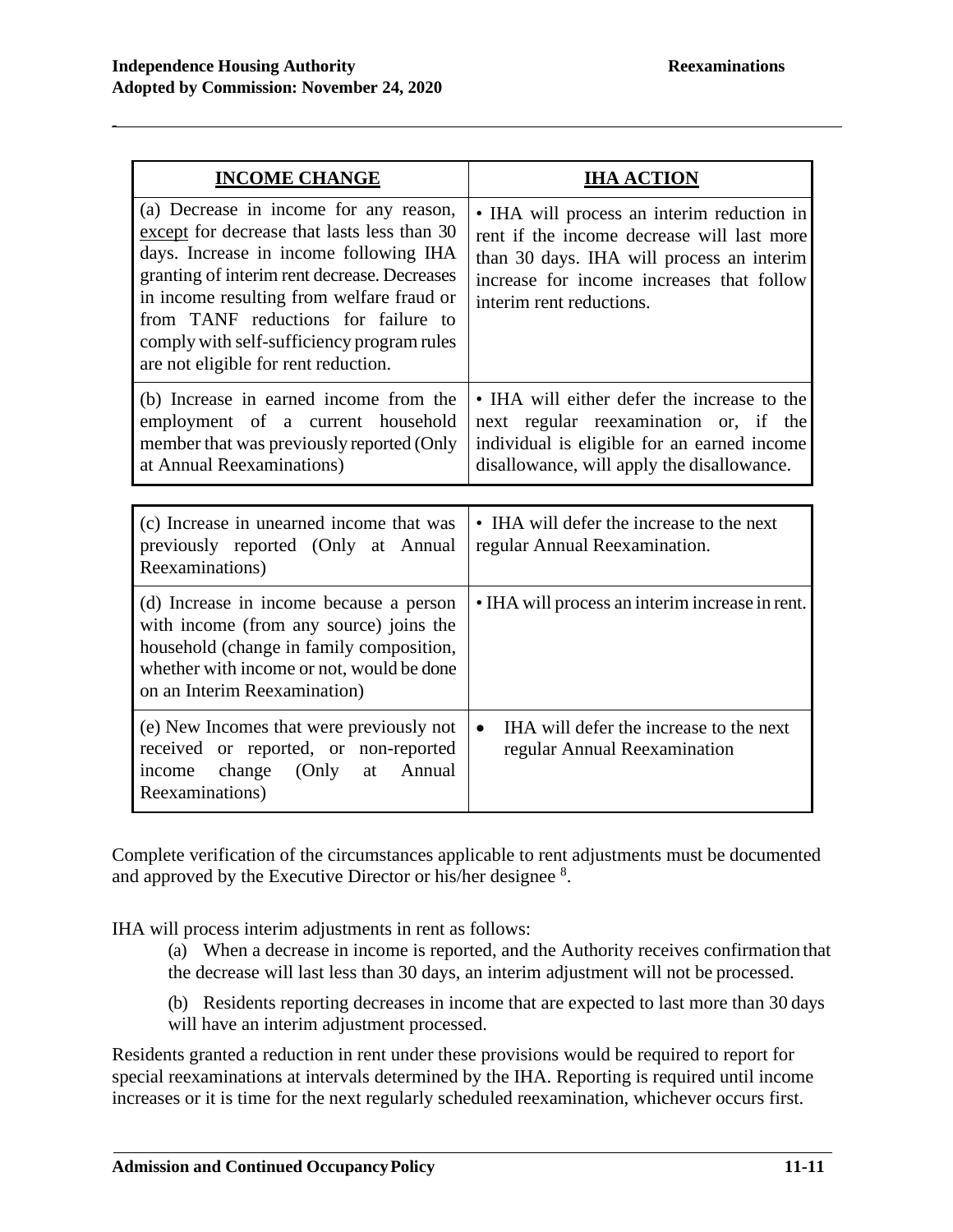| INCOME CHANGE | IHA ACTION |
|---|---|
| (a) Decrease in income for any reason, except for decrease that lasts less than 30 days. Increase in income following IHA granting of interim rent decrease. Decreases in income resulting from welfare fraud or from TANF reductions for failure to comply with self-sufficiency program rules are not eligible for rent reduction. | • IHA will process an interim reduction in rent if the income decrease will last more than 30 days. IHA will process an interim increase for income increases that follow interim rent reductions. |
| (b) Increase in earned income from the employment of a current household member that was previously reported (Only at Annual Reexaminations) | • IHA will either defer the increase to the next regular reexamination or, if the individual is eligible for an earned income disallowance, will apply the disallowance. |
| (c) Increase in unearned income that was previously reported (Only at Annual Reexaminations) | • IHA will defer the increase to the next regular Annual Reexamination. |
| (d) Increase in income because a person with income (from any source) joins the household (change in family composition, whether with income or not, would be done on an Interim Reexamination) | • IHA will process an interim increase in rent. |
| (e) New Incomes that were previously not received or reported, or non-reported income change (Only at Annual Reexaminations) | • IHA will defer the increase to the next regular Annual Reexamination |

Complete verification of the circumstances applicable to rent adjustments must be documented and approved by the Executive Director or his/her designee [8].

IHA will process interim adjustments in rent as follows:

(a) When a decrease in income is reported, and the Authority receives confirmation that the decrease will last less than 30 days, an interim adjustment will not be processed.

(b) Residents reporting decreases in income that are expected to last more than 30 days will have an interim adjustment processed.

Residents granted a reduction in rent under these provisions would be required to report for special reexaminations at intervals determined by the IHA. Reporting is required until income increases or it is time for the next regularly scheduled reexamination, whichever occurs first.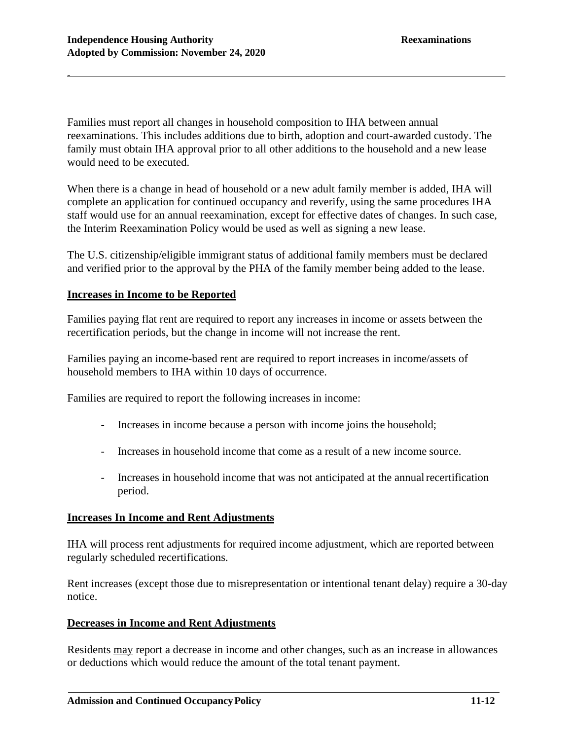Families must report all changes in household composition to IHA between annual reexaminations. This includes additions due to birth, adoption and court-awarded custody. The family must obtain IHA approval prior to all other additions to the household and a new lease would need to be executed.

When there is a change in head of household or a new adult family member is added, IHA will complete an application for continued occupancy and reverify, using the same procedures IHA staff would use for an annual reexamination, except for effective dates of changes. In such case, the Interim Reexamination Policy would be used as well as signing a new lease.

The U.S. citizenship/eligible immigrant status of additional family members must be declared and verified prior to the approval by the PHA of the family member being added to the lease.

## Increases in Income to be Reported

Families paying flat rent are required to report any increases in income or assets between the recertification periods, but the change in income will not increase the rent.

Families paying an income-based rent are required to report increases in income/assets of household members to IHA within 10 days of occurrence.

Families are required to report the following increases in income:

- Increases in income because a person with income joins the household;
- Increases in household income that come as a result of a new income source.
- Increases in household income that was not anticipated at the annual recertification period.

## Increases In Income and Rent Adjustments

IHA will process rent adjustments for required income adjustment, which are reported between regularly scheduled recertifications.

Rent increases (except those due to misrepresentation or intentional tenant delay) require a 30-day notice.

## Decreases in Income and Rent Adjustments

Residents may report a decrease in income and other changes, such as an increase in allowances or deductions which would reduce the amount of the total tenant payment.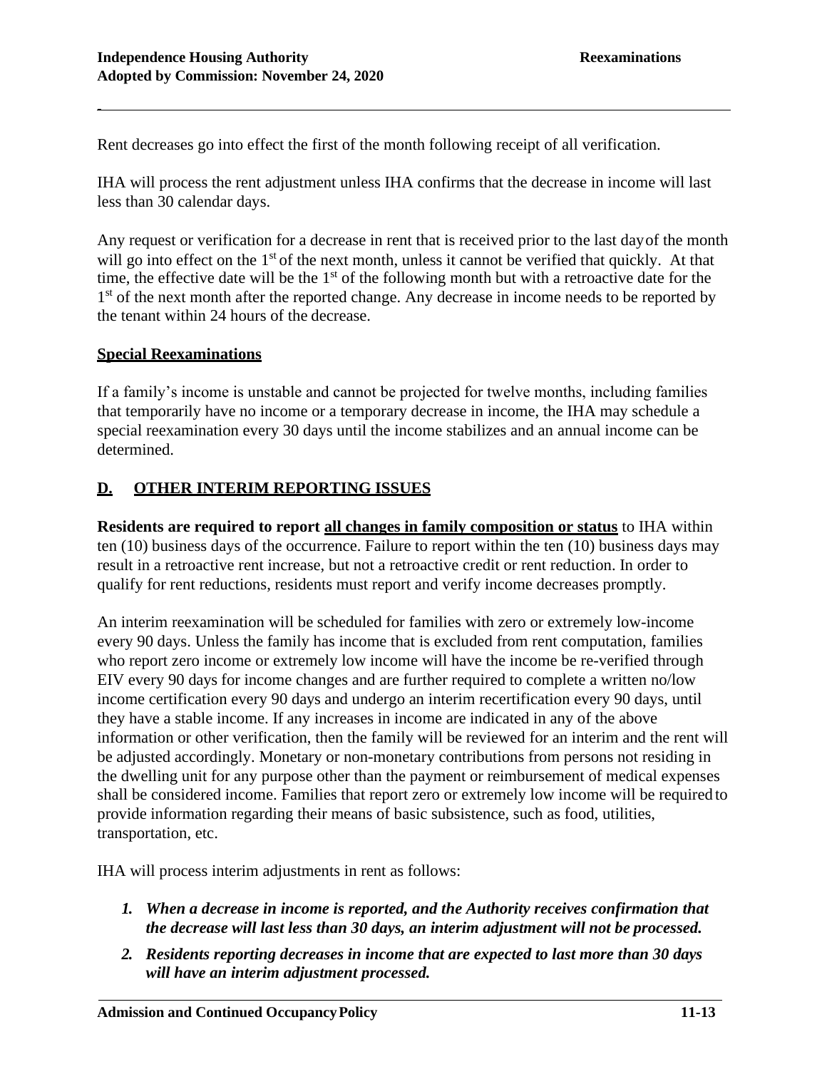Rent decreases go into effect the first of the month following receipt of all verification.

IHA will process the rent adjustment unless IHA confirms that the decrease in income will last less than 30 calendar days.

Any request or verification for a decrease in rent that is received prior to the last day of the month will go into effect on the 1st of the next month, unless it cannot be verified that quickly. At that time, the effective date will be the 1st of the following month but with a retroactive date for the 1st of the next month after the reported change. Any decrease in income needs to be reported by the tenant within 24 hours of the decrease.

**Special Reexaminations**

If a family's income is unstable and cannot be projected for twelve months, including families that temporarily have no income or a temporary decrease in income, the IHA may schedule a special reexamination every 30 days until the income stabilizes and an annual income can be determined.

## D. OTHER INTERIM REPORTING ISSUES

**Residents are required to report all changes in family composition or status** to IHA within ten (10) business days of the occurrence. Failure to report within the ten (10) business days may result in a retroactive rent increase, but not a retroactive credit or rent reduction. In order to qualify for rent reductions, residents must report and verify income decreases promptly.

An interim reexamination will be scheduled for families with zero or extremely low-income every 90 days. Unless the family has income that is excluded from rent computation, families who report zero income or extremely low income will have the income be re-verified through EIV every 90 days for income changes and are further required to complete a written no/low income certification every 90 days and undergo an interim recertification every 90 days, until they have a stable income. If any increases in income are indicated in any of the above information or other verification, then the family will be reviewed for an interim and the rent will be adjusted accordingly. Monetary or non-monetary contributions from persons not residing in the dwelling unit for any purpose other than the payment or reimbursement of medical expenses shall be considered income. Families that report zero or extremely low income will be required to provide information regarding their means of basic subsistence, such as food, utilities, transportation, etc.

IHA will process interim adjustments in rent as follows:

1. ***When a decrease in income is reported, and the Authority receives confirmation that the decrease will last less than 30 days, an interim adjustment will not be processed.***
2. ***Residents reporting decreases in income that are expected to last more than 30 days will have an interim adjustment processed.***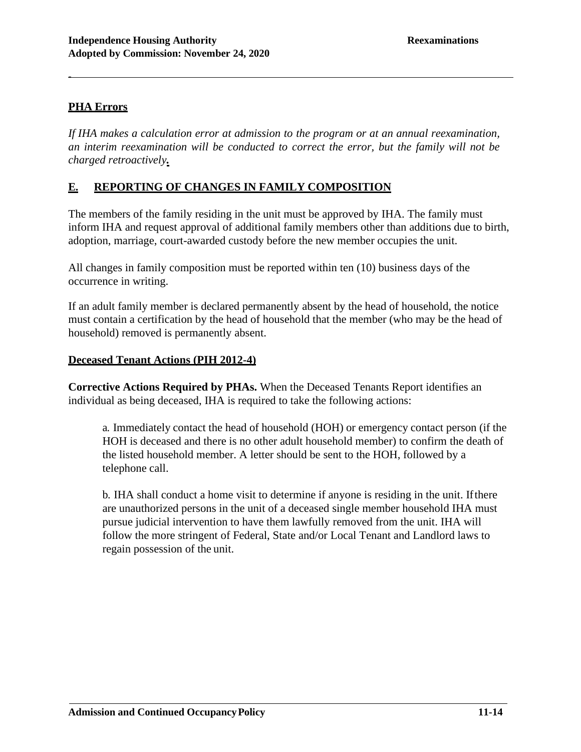## PHA Errors

*If IHA makes a calculation error at admission to the program or at an annual reexamination, an interim reexamination will be conducted to correct the error, but the family will not be charged retroactively.*

## E. REPORTING OF CHANGES IN FAMILY COMPOSITION

The members of the family residing in the unit must be approved by IHA. The family must inform IHA and request approval of additional family members other than additions due to birth, adoption, marriage, court-awarded custody before the new member occupies the unit.

All changes in family composition must be reported within ten (10) business days of the occurrence in writing.

If an adult family member is declared permanently absent by the head of household, the notice must contain a certification by the head of household that the member (who may be the head of household) removed is permanently absent.

### Deceased Tenant Actions (PIH 2012-4)

**Corrective Actions Required by PHAs.** When the Deceased Tenants Report identifies an individual as being deceased, IHA is required to take the following actions:

a. Immediately contact the head of household (HOH) or emergency contact person (if the HOH is deceased and there is no other adult household member) to confirm the death of the listed household member. A letter should be sent to the HOH, followed by a telephone call.

b. IHA shall conduct a home visit to determine if anyone is residing in the unit. If there are unauthorized persons in the unit of a deceased single member household IHA must pursue judicial intervention to have them lawfully removed from the unit. IHA will follow the more stringent of Federal, State and/or Local Tenant and Landlord laws to regain possession of the unit.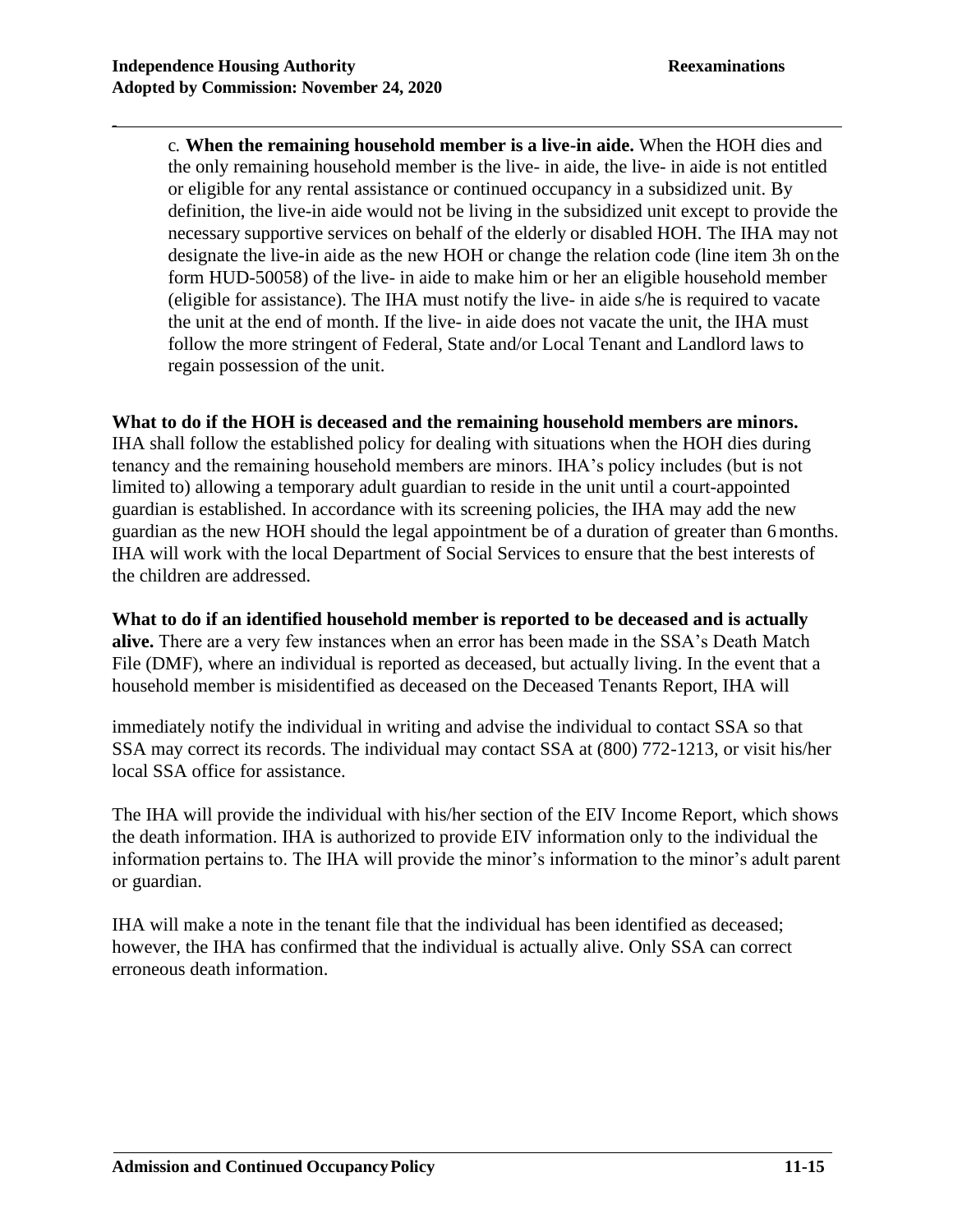c. **When the remaining household member is a live-in aide.** When the HOH dies and the only remaining household member is the live- in aide, the live- in aide is not entitled or eligible for any rental assistance or continued occupancy in a subsidized unit. By definition, the live-in aide would not be living in the subsidized unit except to provide the necessary supportive services on behalf of the elderly or disabled HOH. The IHA may not designate the live-in aide as the new HOH or change the relation code (line item 3h on the form HUD-50058) of the live- in aide to make him or her an eligible household member (eligible for assistance). The IHA must notify the live- in aide s/he is required to vacate the unit at the end of month. If the live- in aide does not vacate the unit, the IHA must follow the more stringent of Federal, State and/or Local Tenant and Landlord laws to regain possession of the unit.

**What to do if the HOH is deceased and the remaining household members are minors.** IHA shall follow the established policy for dealing with situations when the HOH dies during tenancy and the remaining household members are minors. IHA's policy includes (but is not limited to) allowing a temporary adult guardian to reside in the unit until a court-appointed guardian is established. In accordance with its screening policies, the IHA may add the new guardian as the new HOH should the legal appointment be of a duration of greater than 6 months. IHA will work with the local Department of Social Services to ensure that the best interests of the children are addressed.

**What to do if an identified household member is reported to be deceased and is actually alive.** There are a very few instances when an error has been made in the SSA's Death Match File (DMF), where an individual is reported as deceased, but actually living. In the event that a household member is misidentified as deceased on the Deceased Tenants Report, IHA will immediately notify the individual in writing and advise the individual to contact SSA so that SSA may correct its records. The individual may contact SSA at (800) 772-1213, or visit his/her local SSA office for assistance.

The IHA will provide the individual with his/her section of the EIV Income Report, which shows the death information. IHA is authorized to provide EIV information only to the individual the information pertains to. The IHA will provide the minor's information to the minor's adult parent or guardian.

IHA will make a note in the tenant file that the individual has been identified as deceased; however, the IHA has confirmed that the individual is actually alive. Only SSA can correct erroneous death information.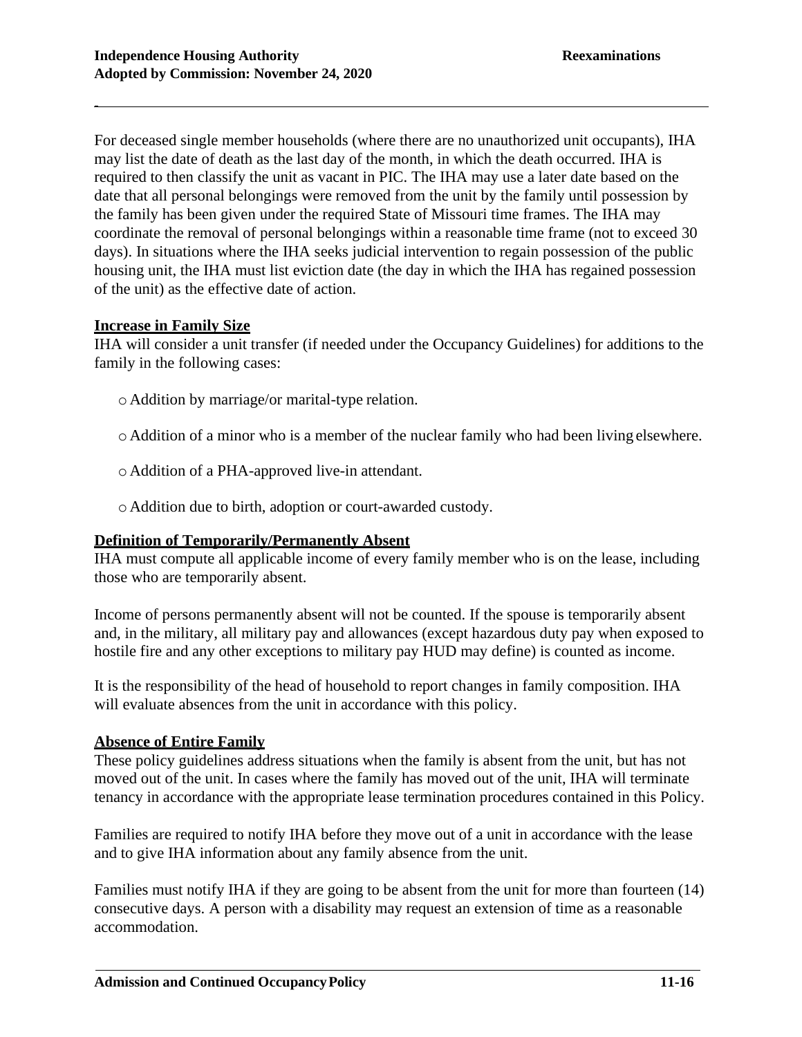For deceased single member households (where there are no unauthorized unit occupants), IHA may list the date of death as the last day of the month, in which the death occurred. IHA is required to then classify the unit as vacant in PIC. The IHA may use a later date based on the date that all personal belongings were removed from the unit by the family until possession by the family has been given under the required State of Missouri time frames. The IHA may coordinate the removal of personal belongings within a reasonable time frame (not to exceed 30 days). In situations where the IHA seeks judicial intervention to regain possession of the public housing unit, the IHA must list eviction date (the day in which the IHA has regained possession of the unit) as the effective date of action.

**Increase in Family Size**

IHA will consider a unit transfer (if needed under the Occupancy Guidelines) for additions to the family in the following cases:

- Addition by marriage/or marital-type relation.
- Addition of a minor who is a member of the nuclear family who had been living elsewhere.
- Addition of a PHA-approved live-in attendant.
- Addition due to birth, adoption or court-awarded custody.

**Definition of Temporarily/Permanently Absent**

IHA must compute all applicable income of every family member who is on the lease, including those who are temporarily absent.

Income of persons permanently absent will not be counted. If the spouse is temporarily absent and, in the military, all military pay and allowances (except hazardous duty pay when exposed to hostile fire and any other exceptions to military pay HUD may define) is counted as income.

It is the responsibility of the head of household to report changes in family composition. IHA will evaluate absences from the unit in accordance with this policy.

**Absence of Entire Family**

These policy guidelines address situations when the family is absent from the unit, but has not moved out of the unit. In cases where the family has moved out of the unit, IHA will terminate tenancy in accordance with the appropriate lease termination procedures contained in this Policy.

Families are required to notify IHA before they move out of a unit in accordance with the lease and to give IHA information about any family absence from the unit.

Families must notify IHA if they are going to be absent from the unit for more than fourteen (14) consecutive days. A person with a disability may request an extension of time as a reasonable accommodation.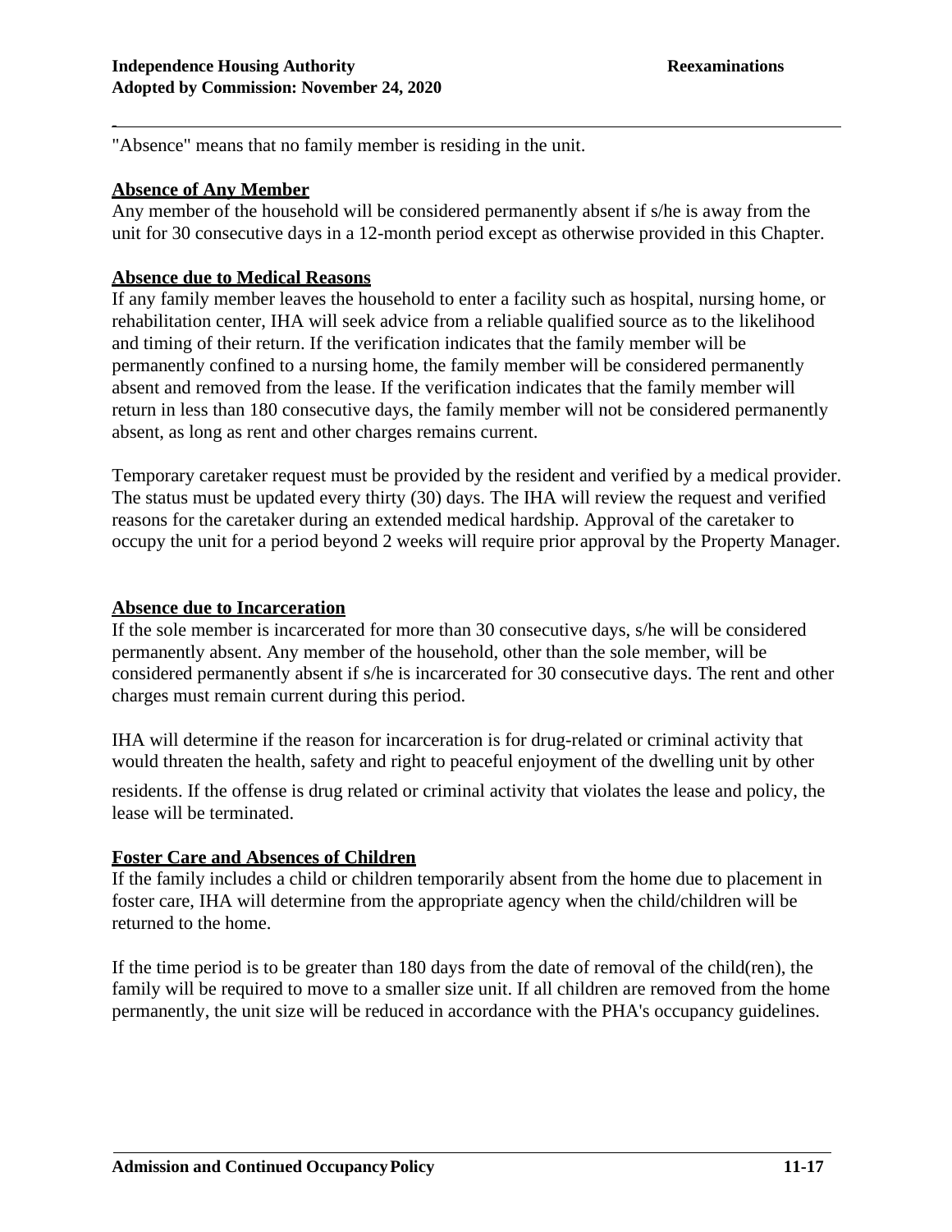"Absence" means that no family member is residing in the unit.

**Absence of Any Member**

Any member of the household will be considered permanently absent if s/he is away from the unit for 30 consecutive days in a 12-month period except as otherwise provided in this Chapter.

**Absence due to Medical Reasons**

If any family member leaves the household to enter a facility such as hospital, nursing home, or rehabilitation center, IHA will seek advice from a reliable qualified source as to the likelihood and timing of their return. If the verification indicates that the family member will be permanently confined to a nursing home, the family member will be considered permanently absent and removed from the lease. If the verification indicates that the family member will return in less than 180 consecutive days, the family member will not be considered permanently absent, as long as rent and other charges remains current.

Temporary caretaker request must be provided by the resident and verified by a medical provider. The status must be updated every thirty (30) days. The IHA will review the request and verified reasons for the caretaker during an extended medical hardship. Approval of the caretaker to occupy the unit for a period beyond 2 weeks will require prior approval by the Property Manager.

**Absence due to Incarceration**

If the sole member is incarcerated for more than 30 consecutive days, s/he will be considered permanently absent. Any member of the household, other than the sole member, will be considered permanently absent if s/he is incarcerated for 30 consecutive days. The rent and other charges must remain current during this period.

IHA will determine if the reason for incarceration is for drug-related or criminal activity that would threaten the health, safety and right to peaceful enjoyment of the dwelling unit by other residents. If the offense is drug related or criminal activity that violates the lease and policy, the lease will be terminated.

**Foster Care and Absences of Children**

If the family includes a child or children temporarily absent from the home due to placement in foster care, IHA will determine from the appropriate agency when the child/children will be returned to the home.

If the time period is to be greater than 180 days from the date of removal of the child(ren), the family will be required to move to a smaller size unit. If all children are removed from the home permanently, the unit size will be reduced in accordance with the PHA's occupancy guidelines.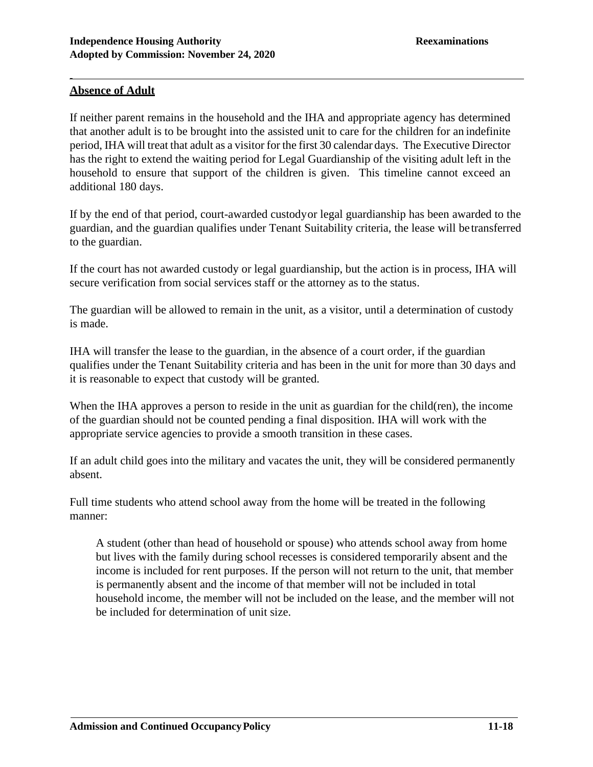## Absence of Adult

If neither parent remains in the household and the IHA and appropriate agency has determined that another adult is to be brought into the assisted unit to care for the children for an indefinite period, IHA will treat that adult as a visitor for the first 30 calendar days. The Executive Director has the right to extend the waiting period for Legal Guardianship of the visiting adult left in the household to ensure that support of the children is given. This timeline cannot exceed an additional 180 days.

If by the end of that period, court-awarded custody or legal guardianship has been awarded to the guardian, and the guardian qualifies under Tenant Suitability criteria, the lease will be transferred to the guardian.

If the court has not awarded custody or legal guardianship, but the action is in process, IHA will secure verification from social services staff or the attorney as to the status.

The guardian will be allowed to remain in the unit, as a visitor, until a determination of custody is made.

IHA will transfer the lease to the guardian, in the absence of a court order, if the guardian qualifies under the Tenant Suitability criteria and has been in the unit for more than 30 days and it is reasonable to expect that custody will be granted.

When the IHA approves a person to reside in the unit as guardian for the child(ren), the income of the guardian should not be counted pending a final disposition. IHA will work with the appropriate service agencies to provide a smooth transition in these cases.

If an adult child goes into the military and vacates the unit, they will be considered permanently absent.

Full time students who attend school away from the home will be treated in the following manner:

> A student (other than head of household or spouse) who attends school away from home but lives with the family during school recesses is considered temporarily absent and the income is included for rent purposes. If the person will not return to the unit, that member is permanently absent and the income of that member will not be included in total household income, the member will not be included on the lease, and the member will not be included for determination of unit size.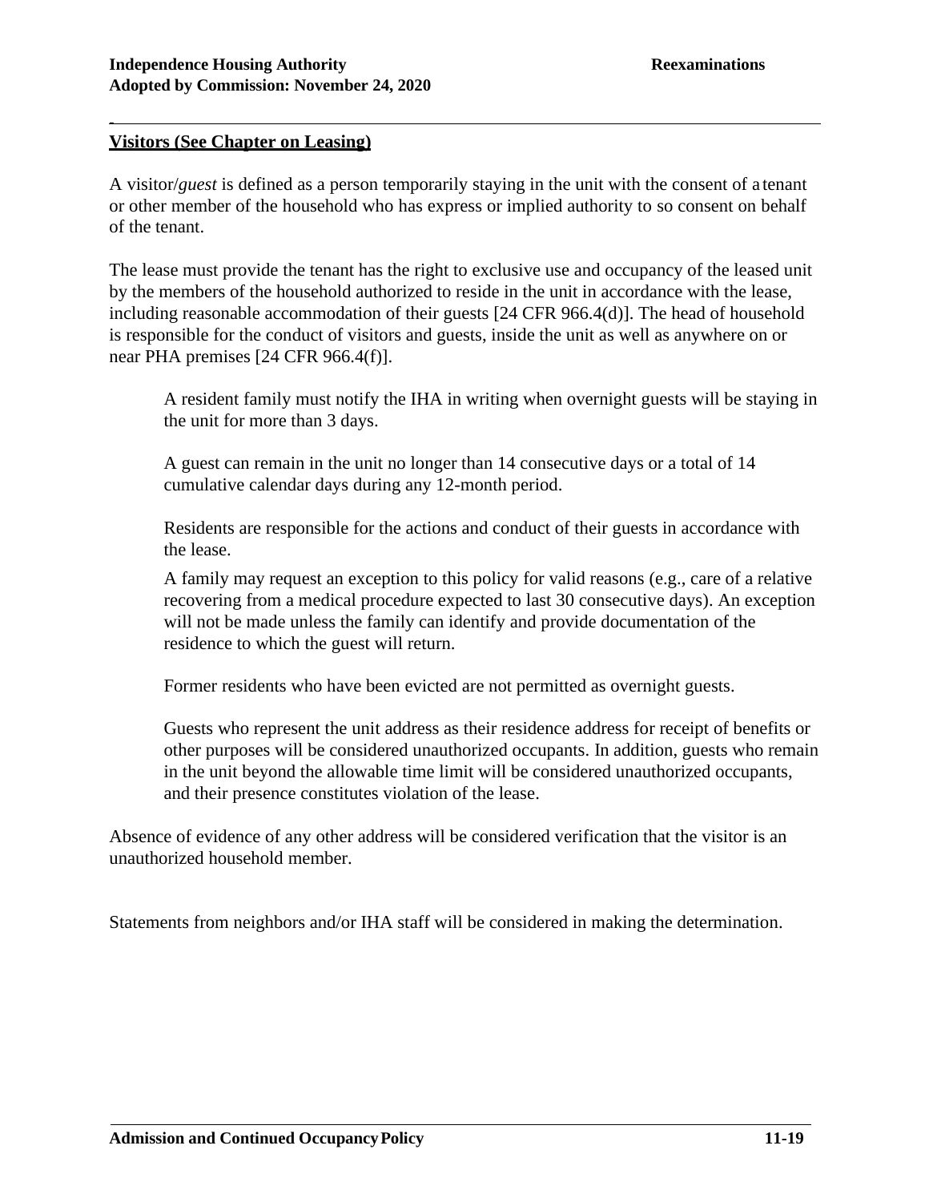**Visitors (See Chapter on Leasing)**

A visitor/*guest* is defined as a person temporarily staying in the unit with the consent of a tenant or other member of the household who has express or implied authority to so consent on behalf of the tenant.

The lease must provide the tenant has the right to exclusive use and occupancy of the leased unit by the members of the household authorized to reside in the unit in accordance with the lease, including reasonable accommodation of their guests [24 CFR 966.4(d)]. The head of household is responsible for the conduct of visitors and guests, inside the unit as well as anywhere on or near PHA premises [24 CFR 966.4(f)].

> A resident family must notify the IHA in writing when overnight guests will be staying in the unit for more than 3 days.
>
> A guest can remain in the unit no longer than 14 consecutive days or a total of 14 cumulative calendar days during any 12-month period.
>
> Residents are responsible for the actions and conduct of their guests in accordance with the lease.
>
> A family may request an exception to this policy for valid reasons (e.g., care of a relative recovering from a medical procedure expected to last 30 consecutive days). An exception will not be made unless the family can identify and provide documentation of the residence to which the guest will return.
>
> Former residents who have been evicted are not permitted as overnight guests.
>
> Guests who represent the unit address as their residence address for receipt of benefits or other purposes will be considered unauthorized occupants. In addition, guests who remain in the unit beyond the allowable time limit will be considered unauthorized occupants, and their presence constitutes violation of the lease.

Absence of evidence of any other address will be considered verification that the visitor is an unauthorized household member.

Statements from neighbors and/or IHA staff will be considered in making the determination.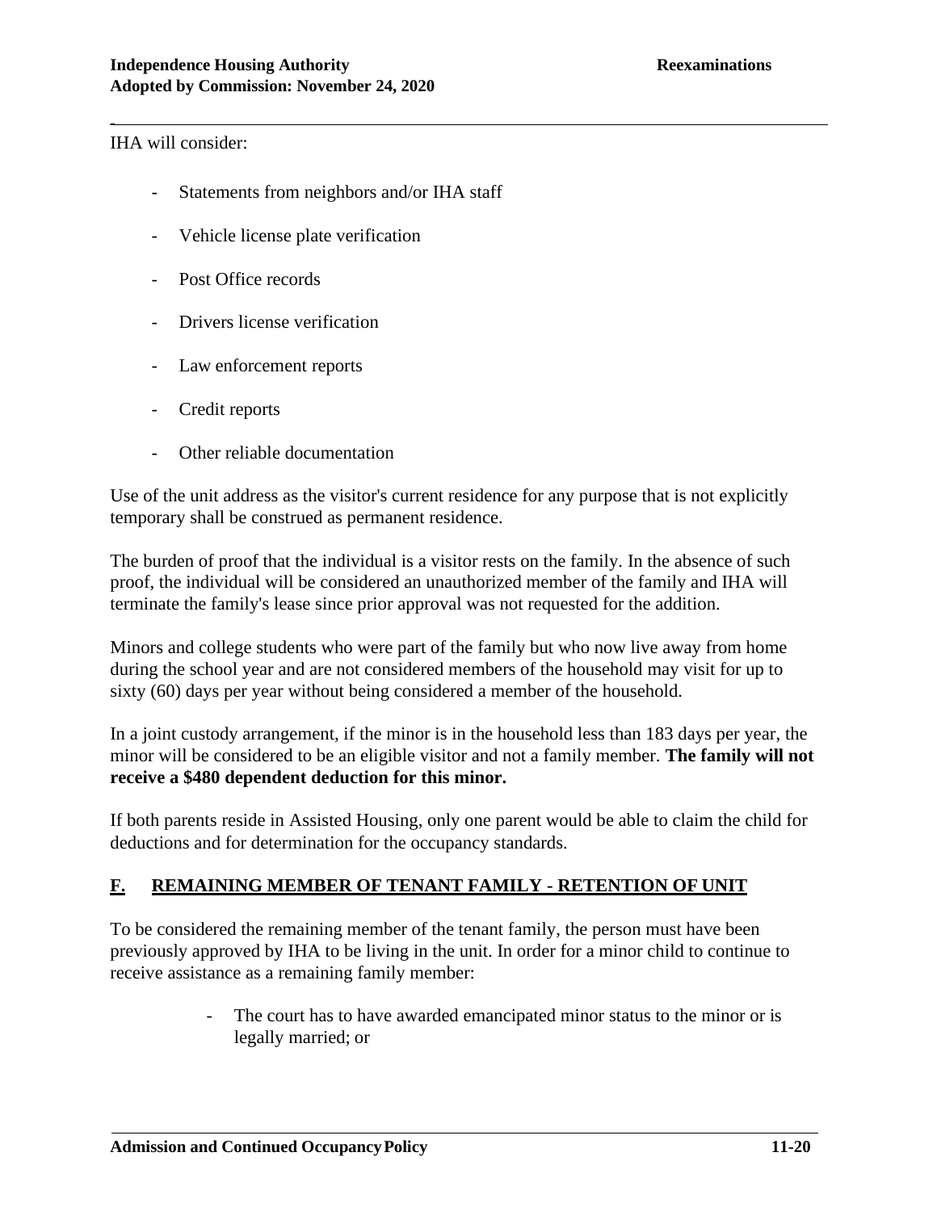IHA will consider:

- Statements from neighbors and/or IHA staff
- Vehicle license plate verification
- Post Office records
- Drivers license verification
- Law enforcement reports
- Credit reports
- Other reliable documentation

Use of the unit address as the visitor's current residence for any purpose that is not explicitly temporary shall be construed as permanent residence.

The burden of proof that the individual is a visitor rests on the family. In the absence of such proof, the individual will be considered an unauthorized member of the family and IHA will terminate the family's lease since prior approval was not requested for the addition.

Minors and college students who were part of the family but who now live away from home during the school year and are not considered members of the household may visit for up to sixty (60) days per year without being considered a member of the household.

In a joint custody arrangement, if the minor is in the household less than 183 days per year, the minor will be considered to be an eligible visitor and not a family member. **The family will not receive a $480 dependent deduction for this minor.**

If both parents reside in Assisted Housing, only one parent would be able to claim the child for deductions and for determination for the occupancy standards.

## F. REMAINING MEMBER OF TENANT FAMILY - RETENTION OF UNIT

To be considered the remaining member of the tenant family, the person must have been previously approved by IHA to be living in the unit. In order for a minor child to continue to receive assistance as a remaining family member:

- The court has to have awarded emancipated minor status to the minor or is legally married; or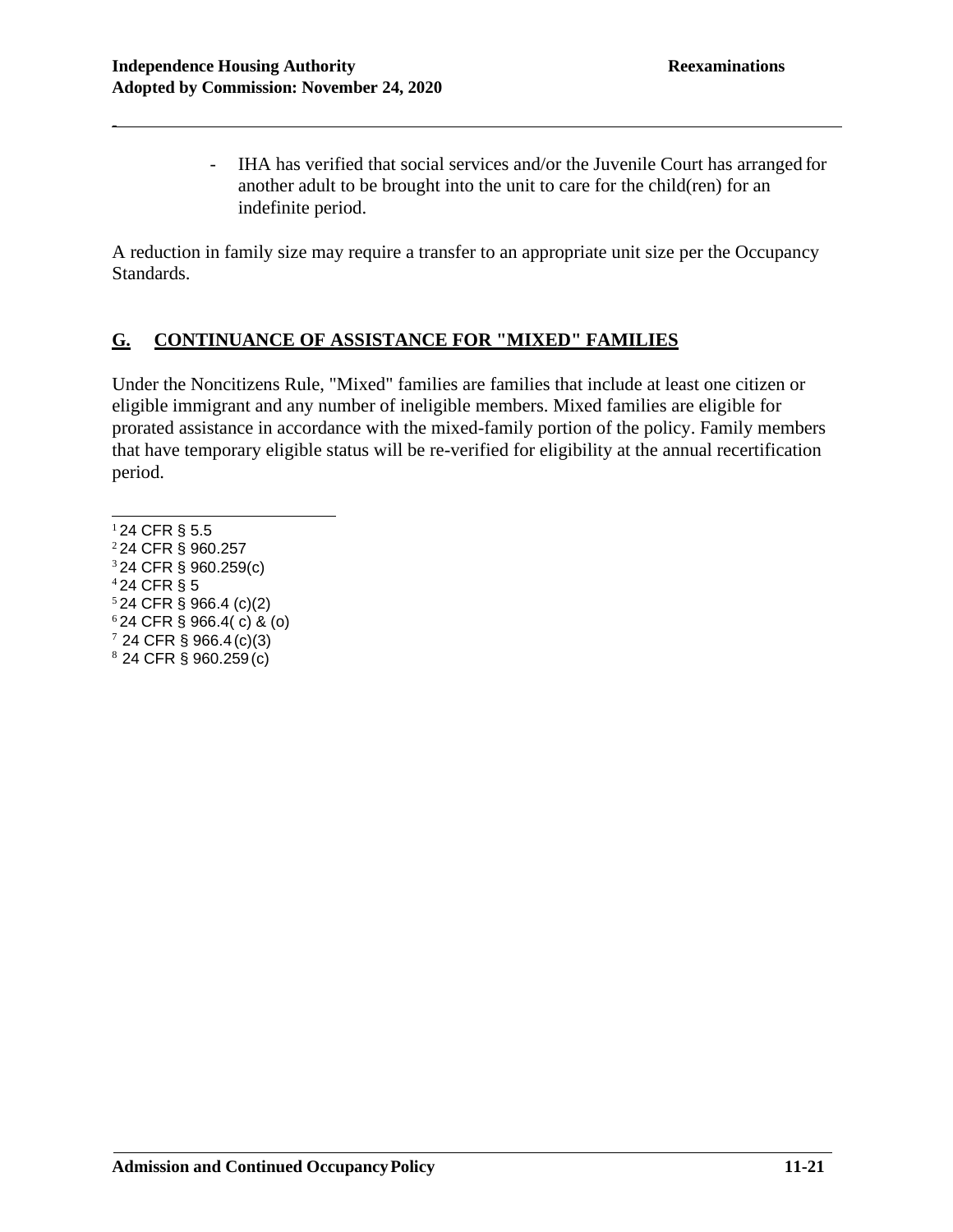- IHA has verified that social services and/or the Juvenile Court has arranged for another adult to be brought into the unit to care for the child(ren) for an indefinite period.

A reduction in family size may require a transfer to an appropriate unit size per the Occupancy Standards.

## G. CONTINUANCE OF ASSISTANCE FOR "MIXED" FAMILIES

Under the Noncitizens Rule, "Mixed" families are families that include at least one citizen or eligible immigrant and any number of ineligible members. Mixed families are eligible for prorated assistance in accordance with the mixed-family portion of the policy. Family members that have temporary eligible status will be re-verified for eligibility at the annual recertification period.

---

[1] 24 CFR § 5.5
[2] 24 CFR § 960.257
[3] 24 CFR § 960.259(c)
[4] 24 CFR § 5
[5] 24 CFR § 966.4 (c)(2)
[6] 24 CFR § 966.4( c) & (o)
[7] 24 CFR § 966.4 (c)(3)
[8] 24 CFR § 960.259 (c)